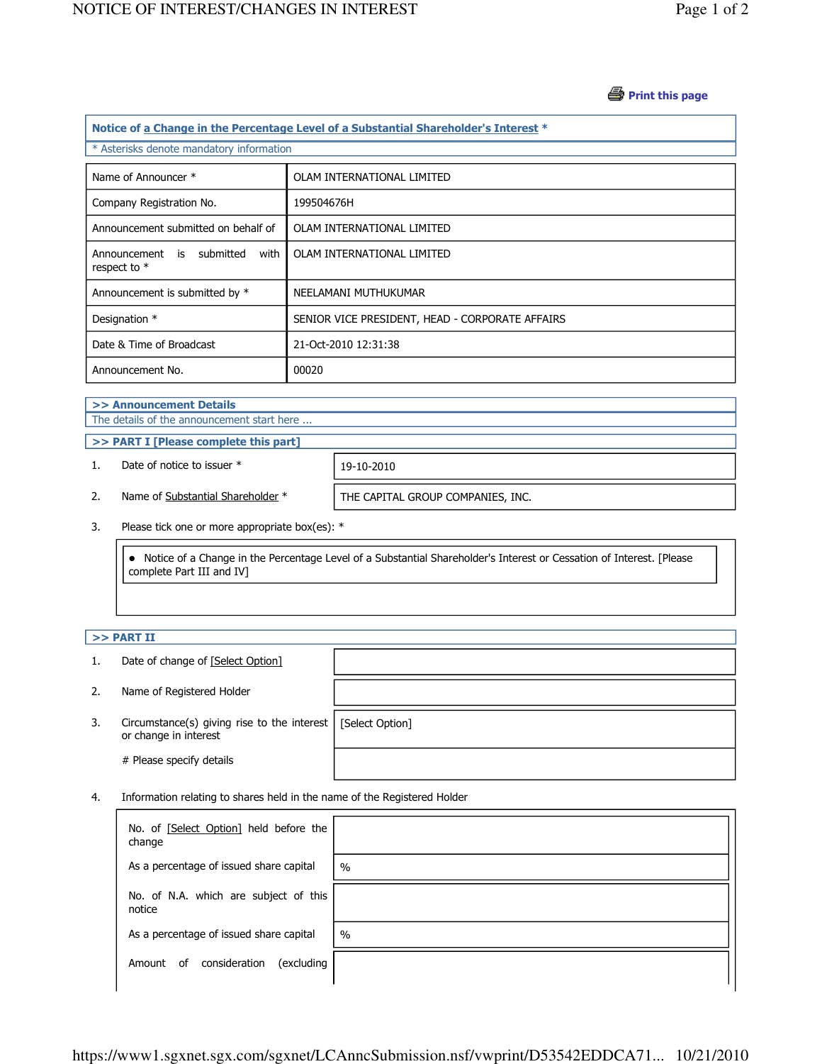Print this page

## Notice of a Change in the Percentage Level of a Substantial Shareholder's Interest *

* Asterisks denote mandatory information

| | |
|---|---|
| Name of Announcer * | OLAM INTERNATIONAL LIMITED |
| Company Registration No. | 199504676H |
| Announcement submitted on behalf of | OLAM INTERNATIONAL LIMITED |
| Announcement is submitted with respect to * | OLAM INTERNATIONAL LIMITED |
| Announcement is submitted by * | NEELAMANI MUTHUKUMAR |
| Designation * | SENIOR VICE PRESIDENT, HEAD - CORPORATE AFFAIRS |
| Date & Time of Broadcast | 21-Oct-2010 12:31:38 |
| Announcement No. | 00020 |

### >> Announcement Details

The details of the announcement start here ...

### >> PART I [Please complete this part]

1. Date of notice to issuer *: 19-10-2010
2. Name of Substantial Shareholder *: THE CAPITAL GROUP COMPANIES, INC.
3. Please tick one or more appropriate box(es): *
   - Notice of a Change in the Percentage Level of a Substantial Shareholder's Interest or Cessation of Interest. [Please complete Part III and IV]

### >> PART II

1. Date of change of [Select Option]:
2. Name of Registered Holder:
3. Circumstance(s) giving rise to the interest or change in interest: [Select Option]

   # Please specify details:

4. Information relating to shares held in the name of the Registered Holder

| | |
|---|---|
| No. of [Select Option] held before the change | |
| As a percentage of issued share capital | % |
| No. of N.A. which are subject of this notice | |
| As a percentage of issued share capital | % |
| Amount of consideration (excluding | |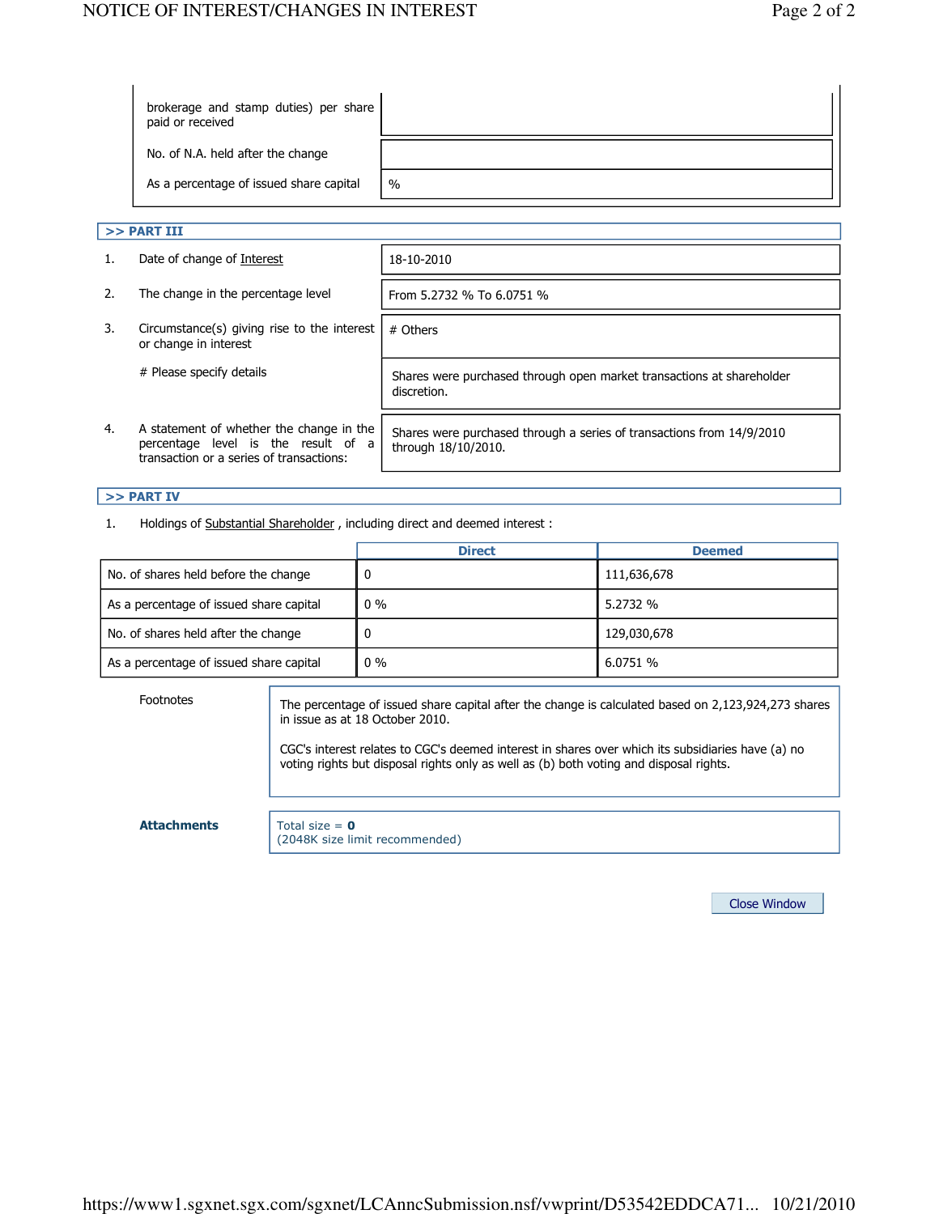| | |
|---|---|
| brokerage and stamp duties) per share paid or received | |
| No. of N.A. held after the change | |
| As a percentage of issued share capital | % |

## >> PART III

| | | |
|---|---|---|
| 1. | Date of change of Interest | 18-10-2010 |
| 2. | The change in the percentage level | From 5.2732 % To 6.0751 % |
| 3. | Circumstance(s) giving rise to the interest or change in interest | # Others |
| | # Please specify details | Shares were purchased through open market transactions at shareholder discretion. |
| 4. | A statement of whether the change in the percentage level is the result of a transaction or a series of transactions: | Shares were purchased through a series of transactions from 14/9/2010 through 18/10/2010. |

## >> PART IV

1. Holdings of Substantial Shareholder , including direct and deemed interest :

| | Direct | Deemed |
|---|---|---|
| No. of shares held before the change | 0 | 111,636,678 |
| As a percentage of issued share capital | 0 % | 5.2732 % |
| No. of shares held after the change | 0 | 129,030,678 |
| As a percentage of issued share capital | 0 % | 6.0751 % |

**Footnotes**

The percentage of issued share capital after the change is calculated based on 2,123,924,273 shares in issue as at 18 October 2010.

CGC's interest relates to CGC's deemed interest in shares over which its subsidiaries have (a) no voting rights but disposal rights only as well as (b) both voting and disposal rights.

**Attachments**

Total size = **0**
(2048K size limit recommended)

Close Window